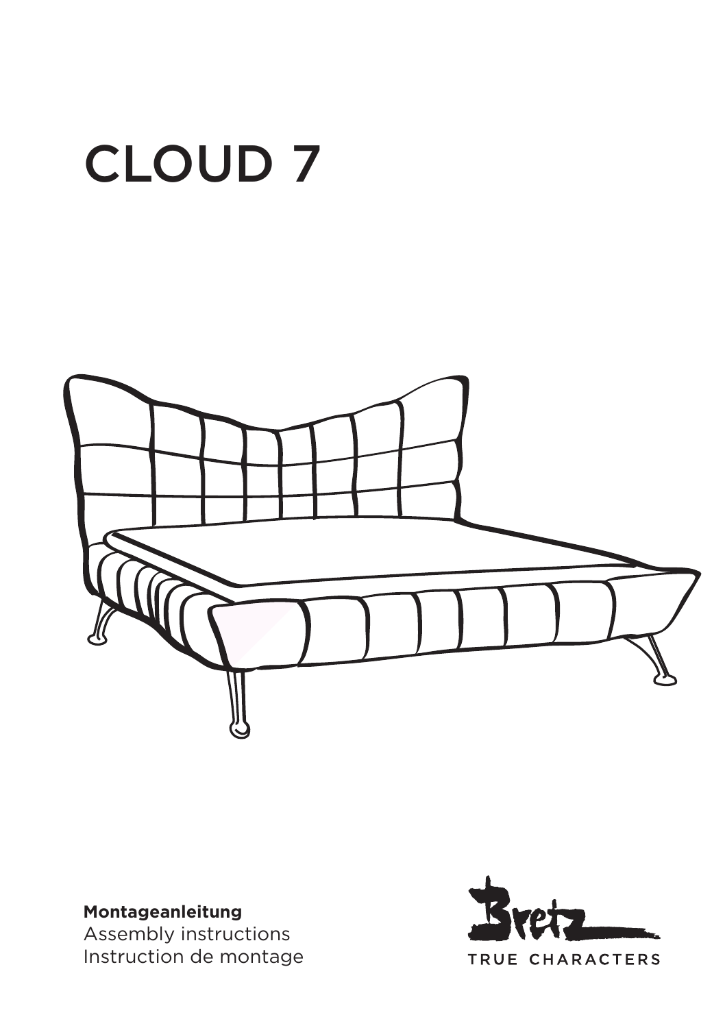# CLOUD 7

**Montageanleitung**
Assembly instructions
Instruction de montage

Bretz
TRUE CHARACTERS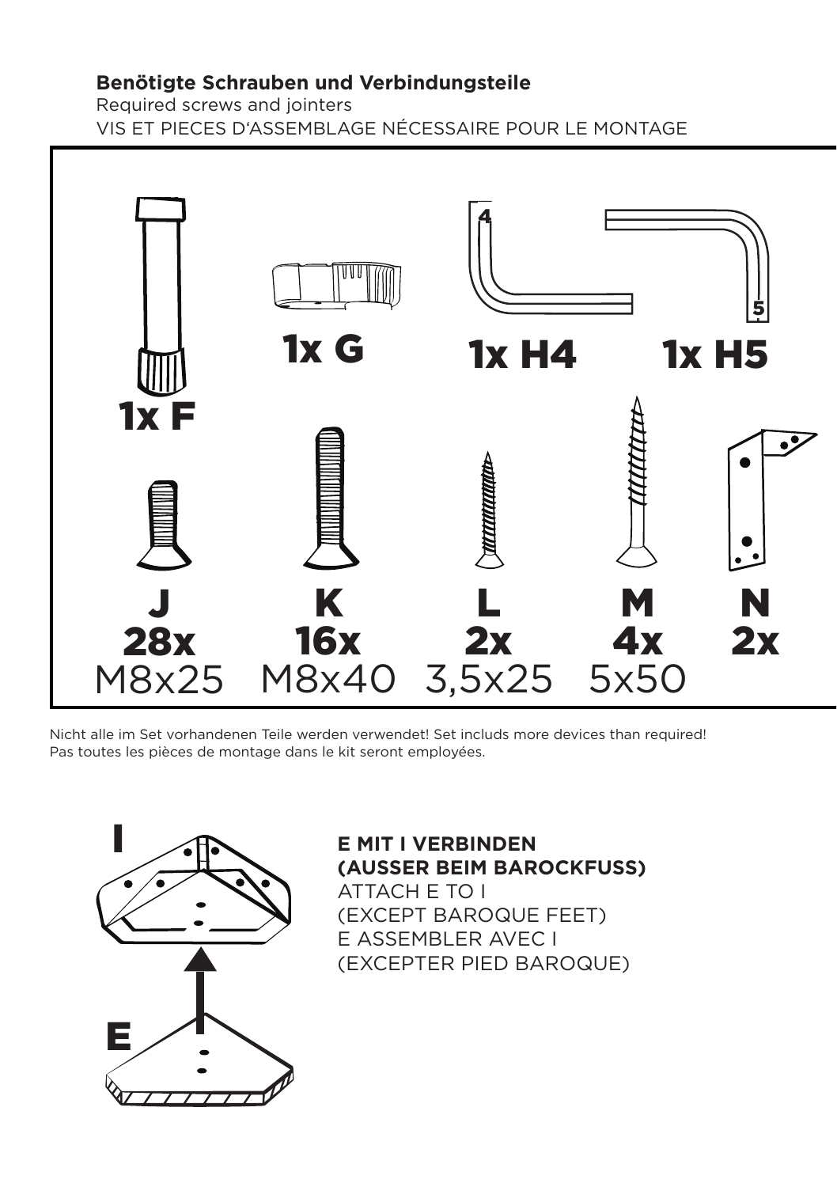**Benötigte Schrauben und Verbindungsteile**
Required screws and jointers
VIS ET PIECES D'ASSEMBLAGE NÉCESSAIRE POUR LE MONTAGE

1x F

1x G

1x H4

1x H5

J
28x
M8x25

K
16x
M8x40

L
2x
3,5x25

M
4x
5x50

N
2x

Nicht alle im Set vorhandenen Teile werden verwendet! Set includs more devices than required!
Pas toutes les pièces de montage dans le kit seront employées.

I

E

**E MIT I VERBINDEN (AUSSER BEIM BAROCKFUSS)**
ATTACH E TO I
(EXCEPT BAROQUE FEET)
E ASSEMBLER AVEC I
(EXCEPTER PIED BAROQUE)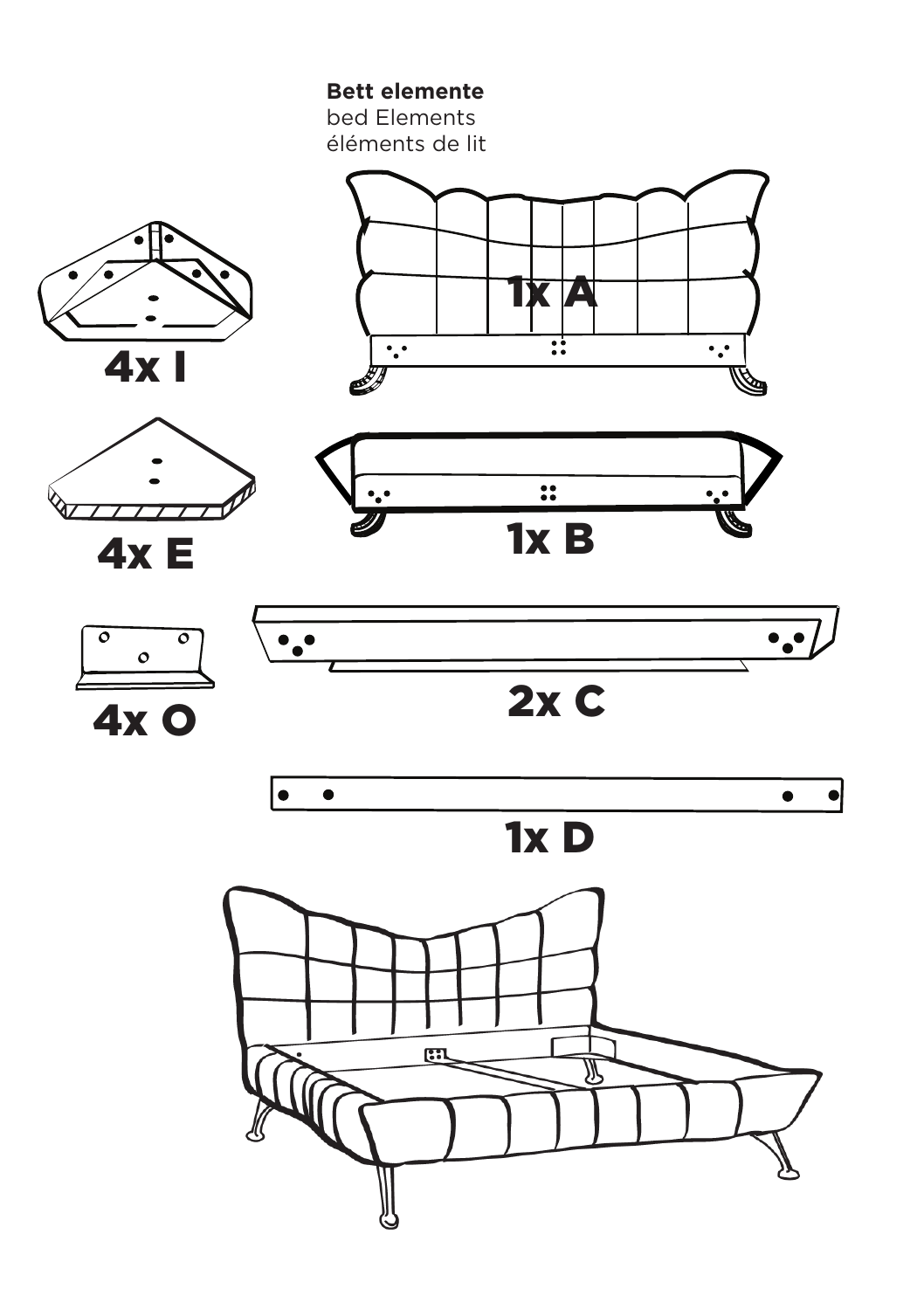**Bett elemente**
bed Elements
éléments de lit

1x A

4x I

4x E

1x B

4x O

2x C

1x D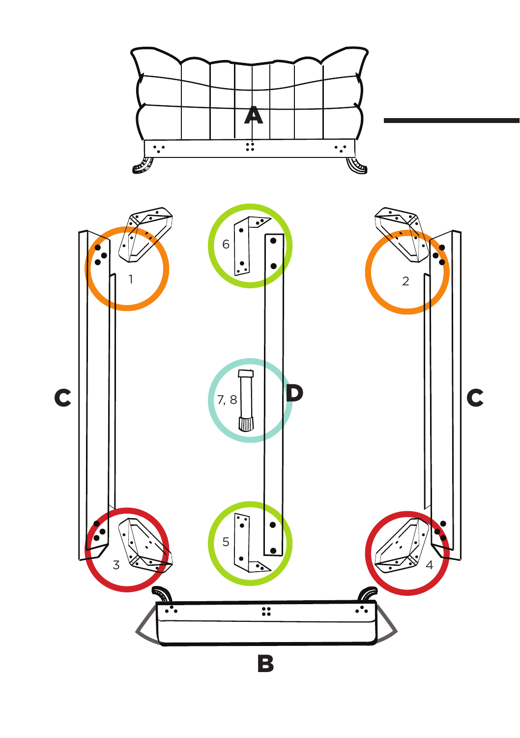A

1

6

2

C

7, 8

D

C

3

5

4

B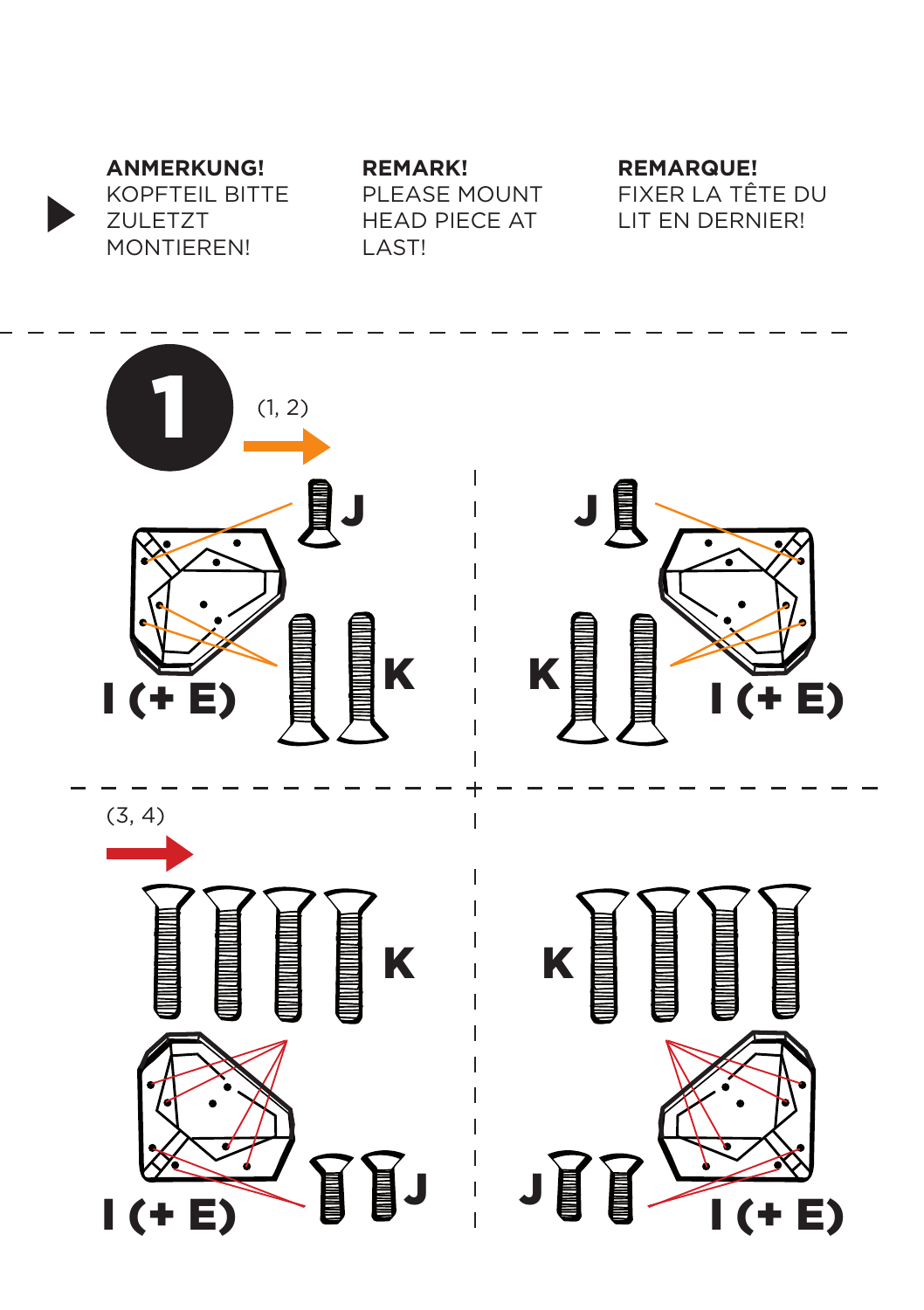**ANMERKUNG!**
KOPFTEIL BITTE ZULETZT MONTIEREN!

**REMARK!**
PLEASE MOUNT HEAD PIECE AT LAST!

**REMARQUE!**
FIXER LA TÊTE DU LIT EN DERNIER!

## 1

(1, 2)

J

K

I (+ E)

J

K

I (+ E)

(3, 4)

K

J

I (+ E)

K

J

I (+ E)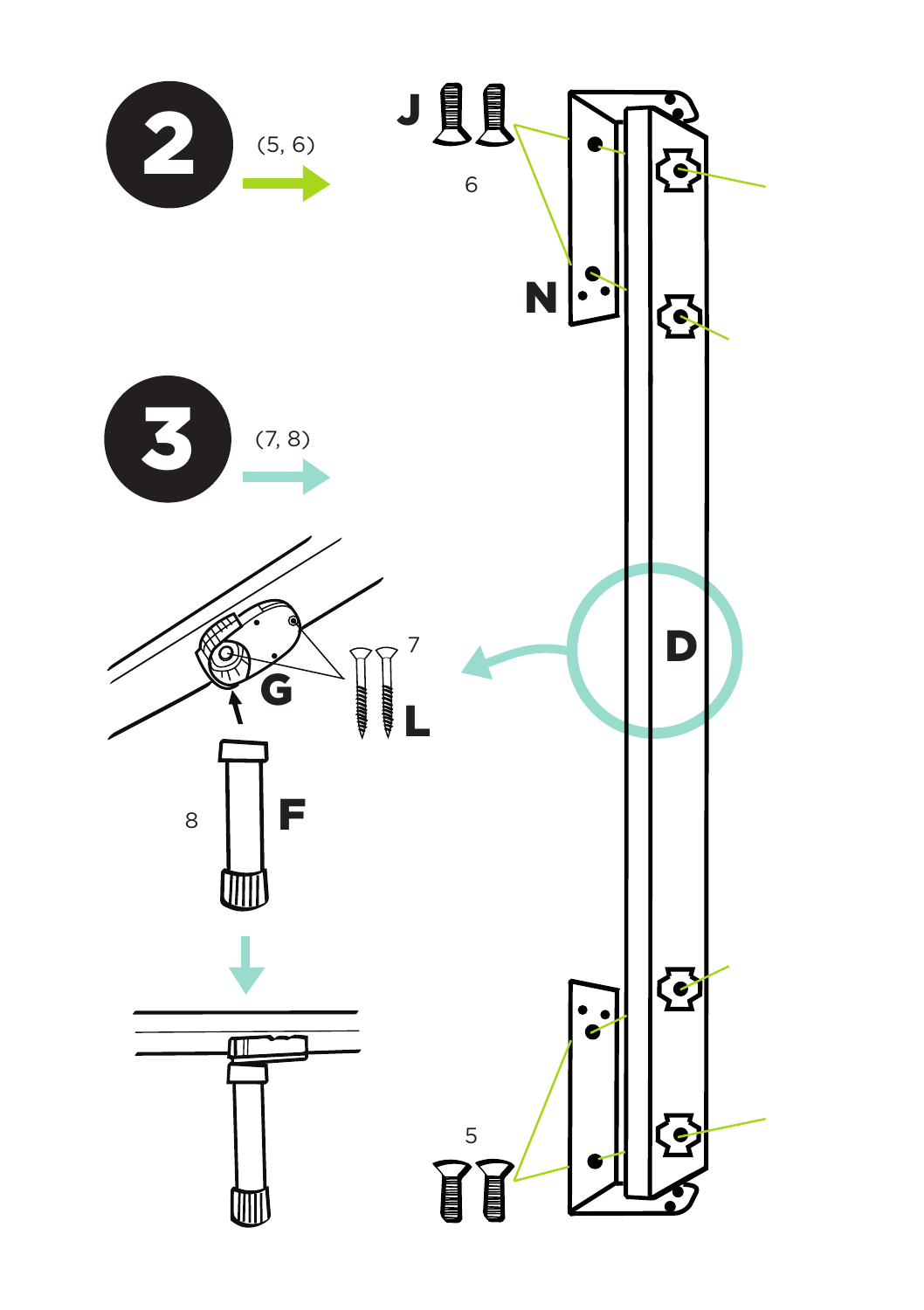2

(5, 6)

J

6

N

3

(7, 8)

D

7

G

L

8

F

5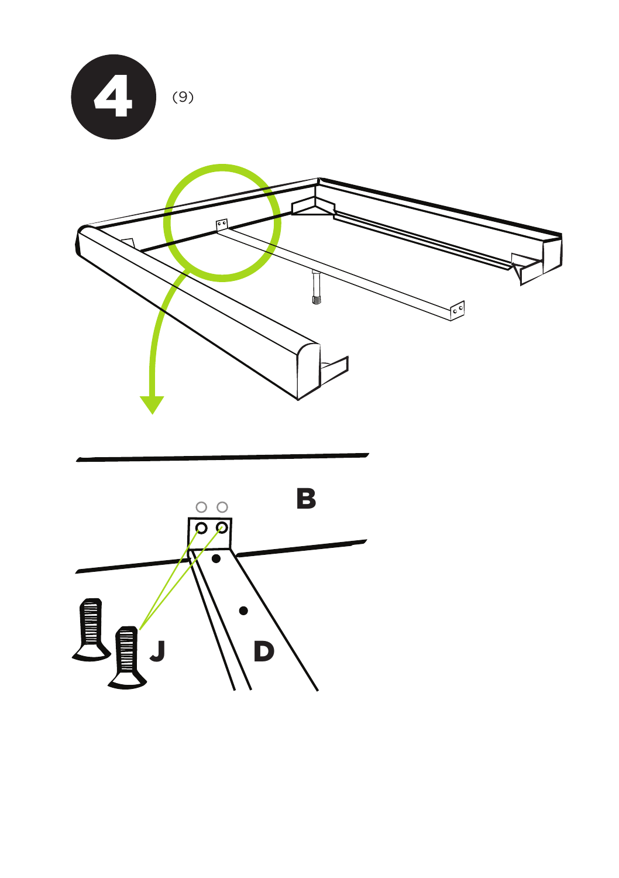# 4

(9)

B

J

D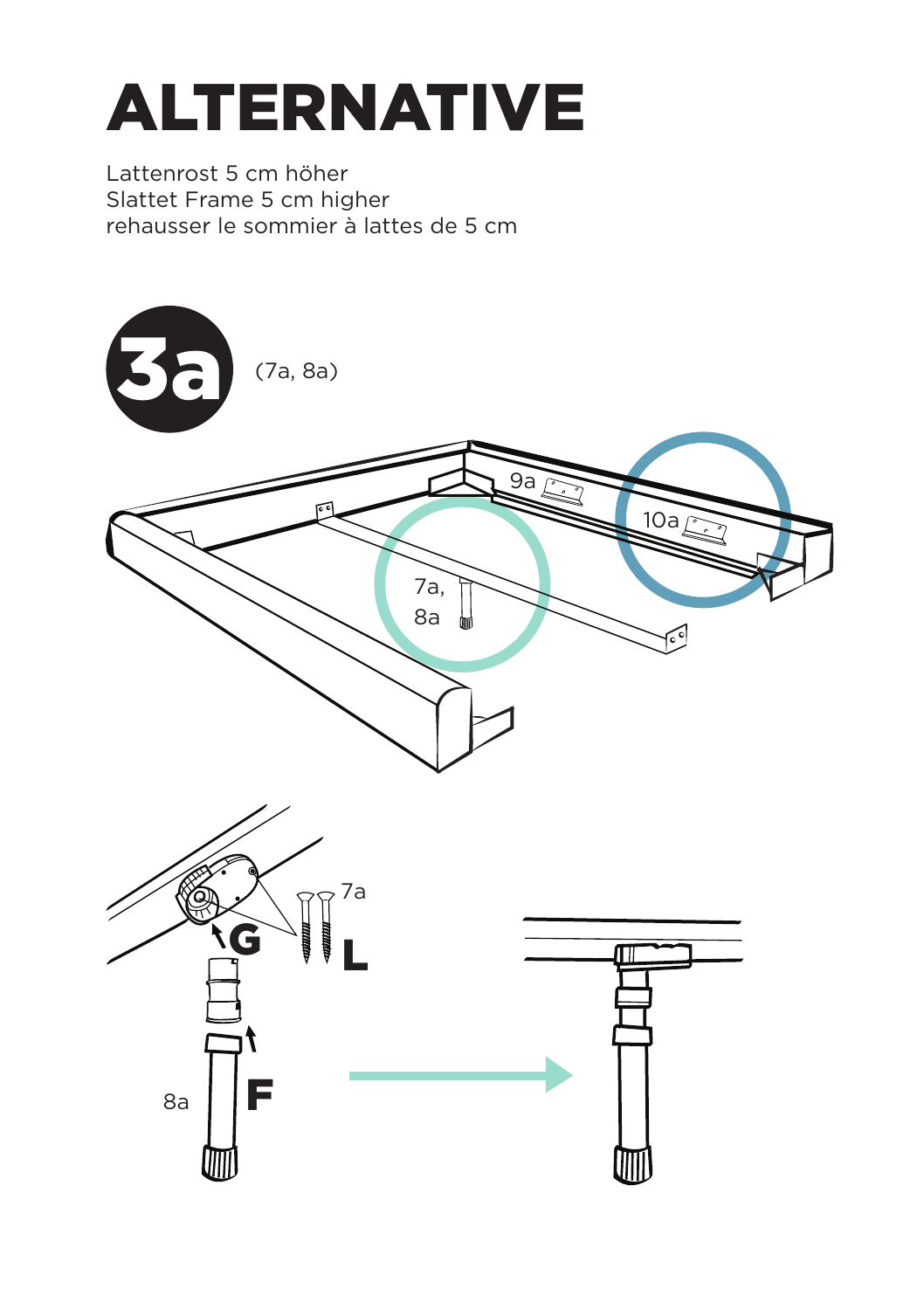# ALTERNATIVE

Lattenrost 5 cm höher
Slattet Frame 5 cm higher
rehausser le sommier à lattes de 5 cm

## 3a

(7a, 8a)

9a

10a

7a,
8a

7a

G

L

8a

F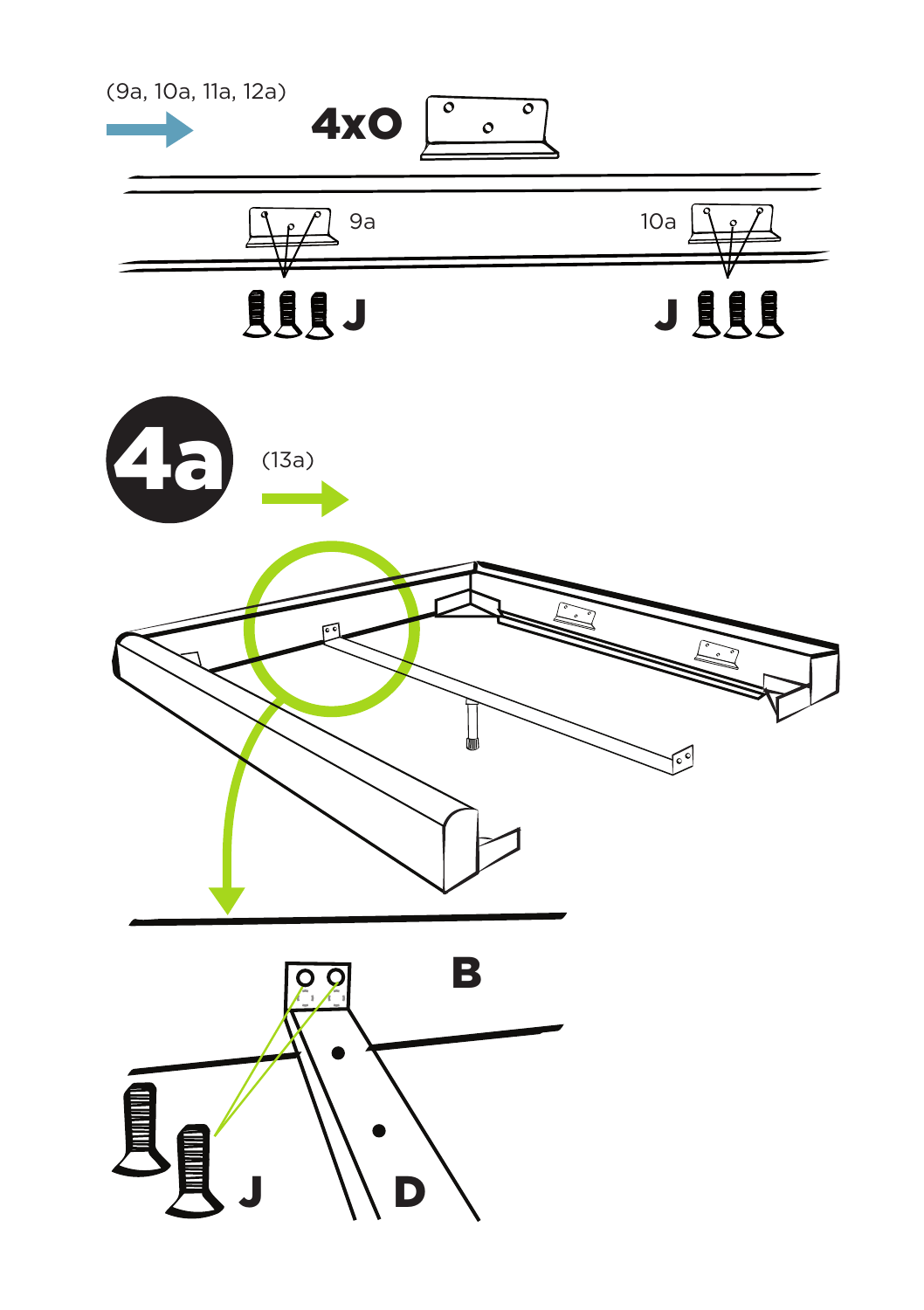(9a, 10a, 11a, 12a)

4xO

9a

10a

J

J

# 4a

(13a)

B

J

D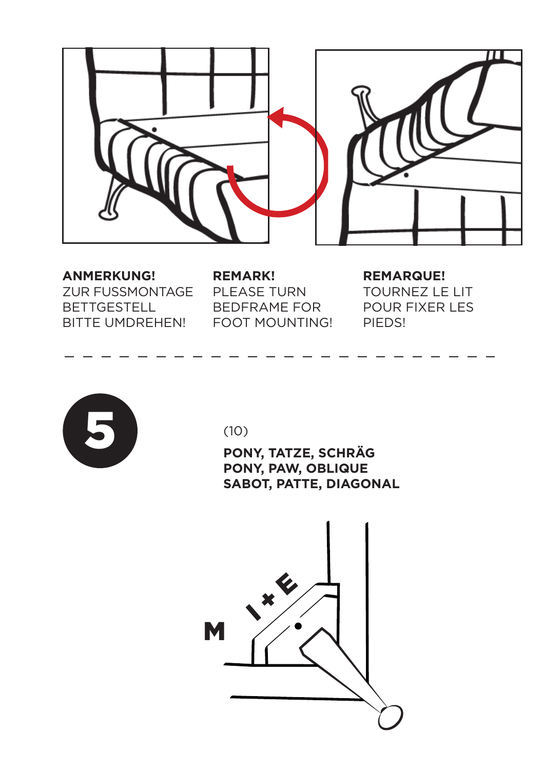**ANMERKUNG!**
ZUR FUSSMONTAGE BETTGESTELL BITTE UMDREHEN!

**REMARK!**
PLEASE TURN BEDFRAME FOR FOOT MOUNTING!

**REMARQUE!**
TOURNEZ LE LIT POUR FIXER LES PIEDS!

---

## 5

(10)

**PONY, TATZE, SCHRÄG**
**PONY, PAW, OBLIQUE**
**SABOT, PATTE, DIAGONAL**

M

I + E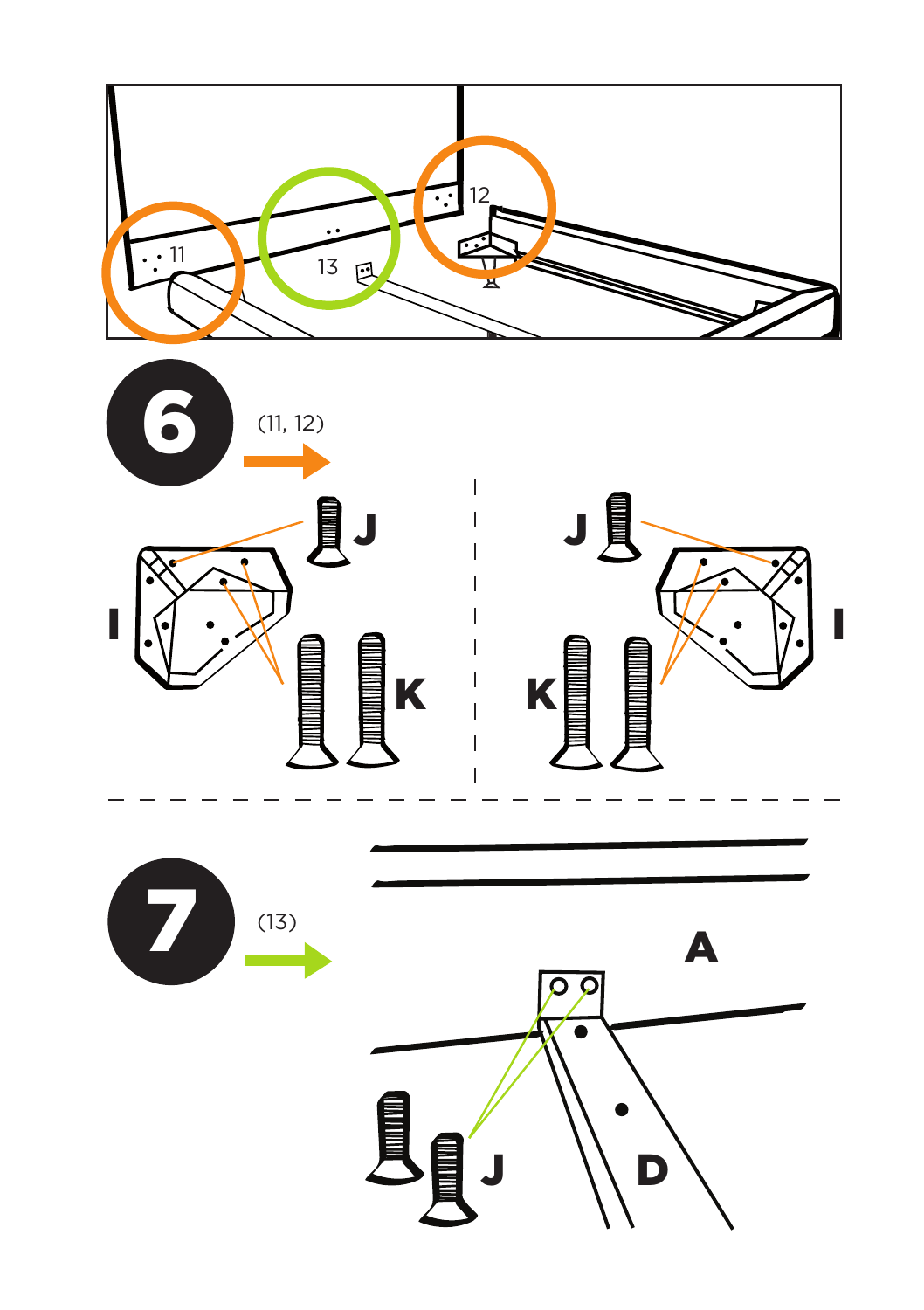11

13

12

6

(11, 12)

J

I

K

J

I

K

7

(13)

A

J

D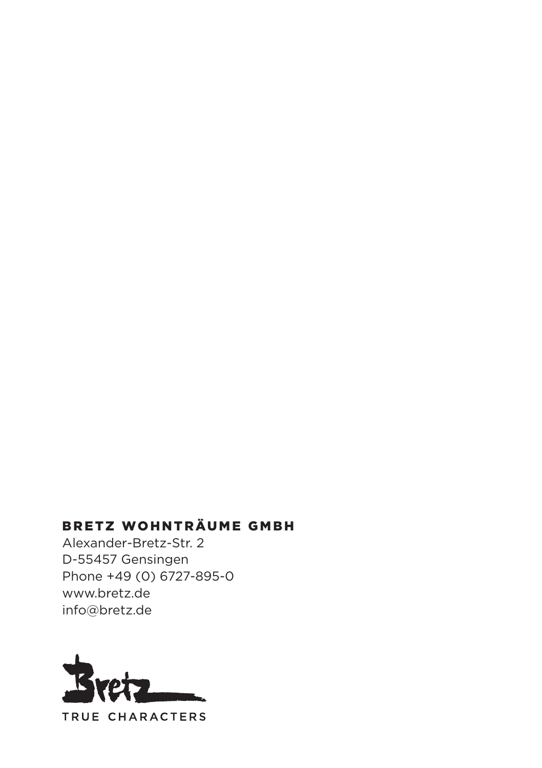**BRETZ WOHNTRÄUME GMBH**

Alexander-Bretz-Str. 2
D-55457 Gensingen
Phone +49 (0) 6727-895-0
www.bretz.de
info@bretz.de

Bretz

TRUE CHARACTERS